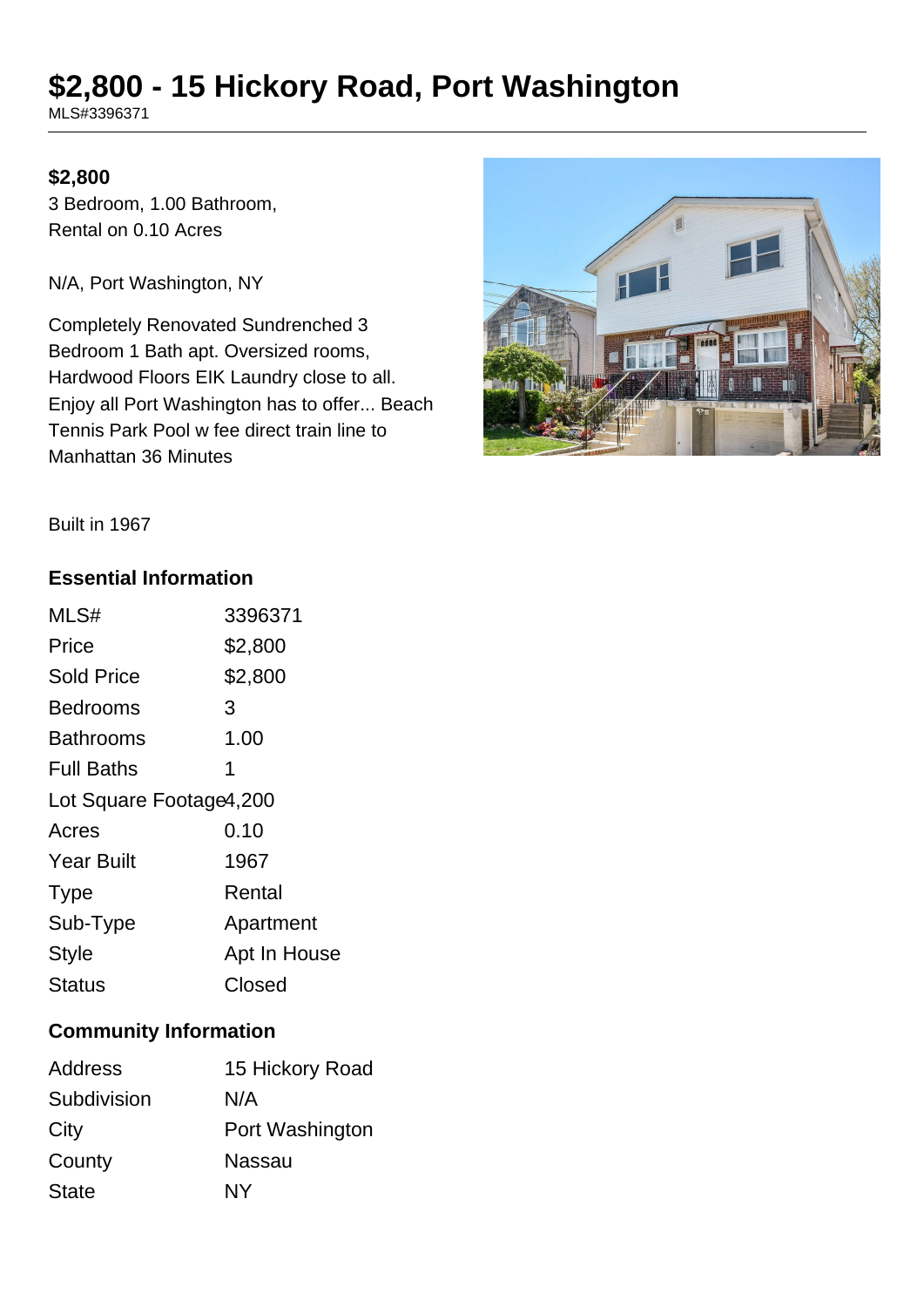# $2,800 - 15 Hickory Road, Port Washington

MLS#3396371

**$2,800**

3 Bedroom, 1.00 Bathroom,
Rental on 0.10 Acres

N/A, Port Washington, NY

Completely Renovated Sundrenched 3 Bedroom 1 Bath apt. Oversized rooms, Hardwood Floors EIK Laundry close to all. Enjoy all Port Washington has to offer... Beach Tennis Park Pool w fee direct train line to Manhattan 36 Minutes

Built in 1967

## Essential Information

| | |
|---|---|
| MLS# | 3396371 |
| Price | $2,800 |
| Sold Price | $2,800 |
| Bedrooms | 3 |
| Bathrooms | 1.00 |
| Full Baths | 1 |
| Lot Square Footage | 4,200 |
| Acres | 0.10 |
| Year Built | 1967 |
| Type | Rental |
| Sub-Type | Apartment |
| Style | Apt In House |
| Status | Closed |

## Community Information

| | |
|---|---|
| Address | 15 Hickory Road |
| Subdivision | N/A |
| City | Port Washington |
| County | Nassau |
| State | NY |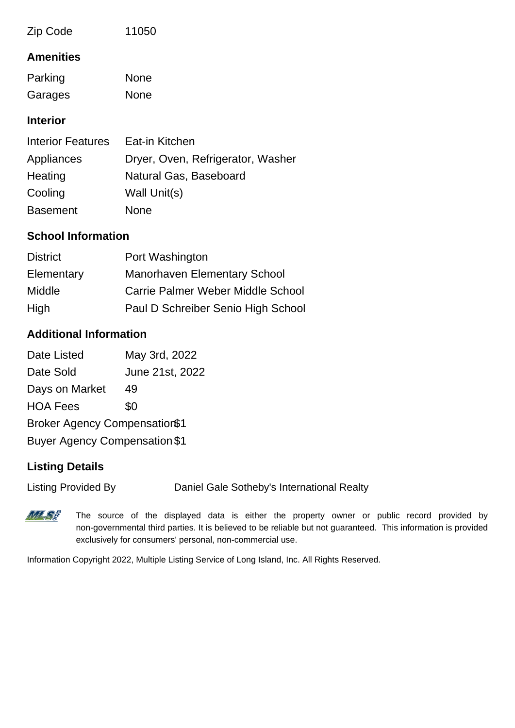| | |
|---|---|
| Zip Code | 11050 |

## Amenities

| | |
|---|---|
| Parking | None |
| Garages | None |

## Interior

| | |
|---|---|
| Interior Features | Eat-in Kitchen |
| Appliances | Dryer, Oven, Refrigerator, Washer |
| Heating | Natural Gas, Baseboard |
| Cooling | Wall Unit(s) |
| Basement | None |

## School Information

| | |
|---|---|
| District | Port Washington |
| Elementary | Manorhaven Elementary School |
| Middle | Carrie Palmer Weber Middle School |
| High | Paul D Schreiber Senio High School |

## Additional Information

| | |
|---|---|
| Date Listed | May 3rd, 2022 |
| Date Sold | June 21st, 2022 |
| Days on Market | 49 |
| HOA Fees | $0 |
| Broker Agency Compensation | $1 |
| Buyer Agency Compensation | $1 |

## Listing Details

| | |
|---|---|
| Listing Provided By | Daniel Gale Sotheby's International Realty |

The source of the displayed data is either the property owner or public record provided by non-governmental third parties. It is believed to be reliable but not guaranteed. This information is provided exclusively for consumers' personal, non-commercial use.

Information Copyright 2022, Multiple Listing Service of Long Island, Inc. All Rights Reserved.